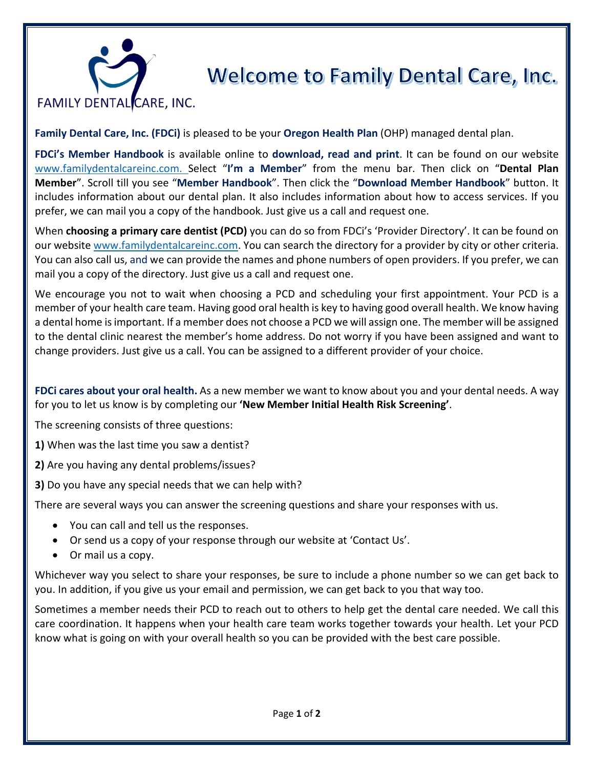FAMILY DENTAL CARE, INC.

# Welcome to Family Dental Care, Inc.

**Family Dental Care, Inc. (FDCi)** is pleased to be your **Oregon Health Plan** (OHP) managed dental plan.

**FDCi's Member Handbook** is available online to **download, read and print**. It can be found on our website www.familydentalcareinc.com. Select "**I'm a Member**" from the menu bar. Then click on "**Dental Plan Member**". Scroll till you see "**Member Handbook**". Then click the "**Download Member Handbook**" button. It includes information about our dental plan. It also includes information about how to access services. If you prefer, we can mail you a copy of the handbook. Just give us a call and request one.

When **choosing a primary care dentist (PCD)** you can do so from FDCi's 'Provider Directory'. It can be found on our website www.familydentalcareinc.com. You can search the directory for a provider by city or other criteria. You can also call us, and we can provide the names and phone numbers of open providers. If you prefer, we can mail you a copy of the directory. Just give us a call and request one.

We encourage you not to wait when choosing a PCD and scheduling your first appointment. Your PCD is a member of your health care team. Having good oral health is key to having good overall health. We know having a dental home is important. If a member does not choose a PCD we will assign one. The member will be assigned to the dental clinic nearest the member's home address. Do not worry if you have been assigned and want to change providers. Just give us a call. You can be assigned to a different provider of your choice.

**FDCi cares about your oral health.** As a new member we want to know about you and your dental needs. A way for you to let us know is by completing our **'New Member Initial Health Risk Screening'**.

The screening consists of three questions:

**1)** When was the last time you saw a dentist?

**2)** Are you having any dental problems/issues?

**3)** Do you have any special needs that we can help with?

There are several ways you can answer the screening questions and share your responses with us.

- You can call and tell us the responses.
- Or send us a copy of your response through our website at 'Contact Us'.
- Or mail us a copy.

Whichever way you select to share your responses, be sure to include a phone number so we can get back to you. In addition, if you give us your email and permission, we can get back to you that way too.

Sometimes a member needs their PCD to reach out to others to help get the dental care needed. We call this care coordination. It happens when your health care team works together towards your health. Let your PCD know what is going on with your overall health so you can be provided with the best care possible.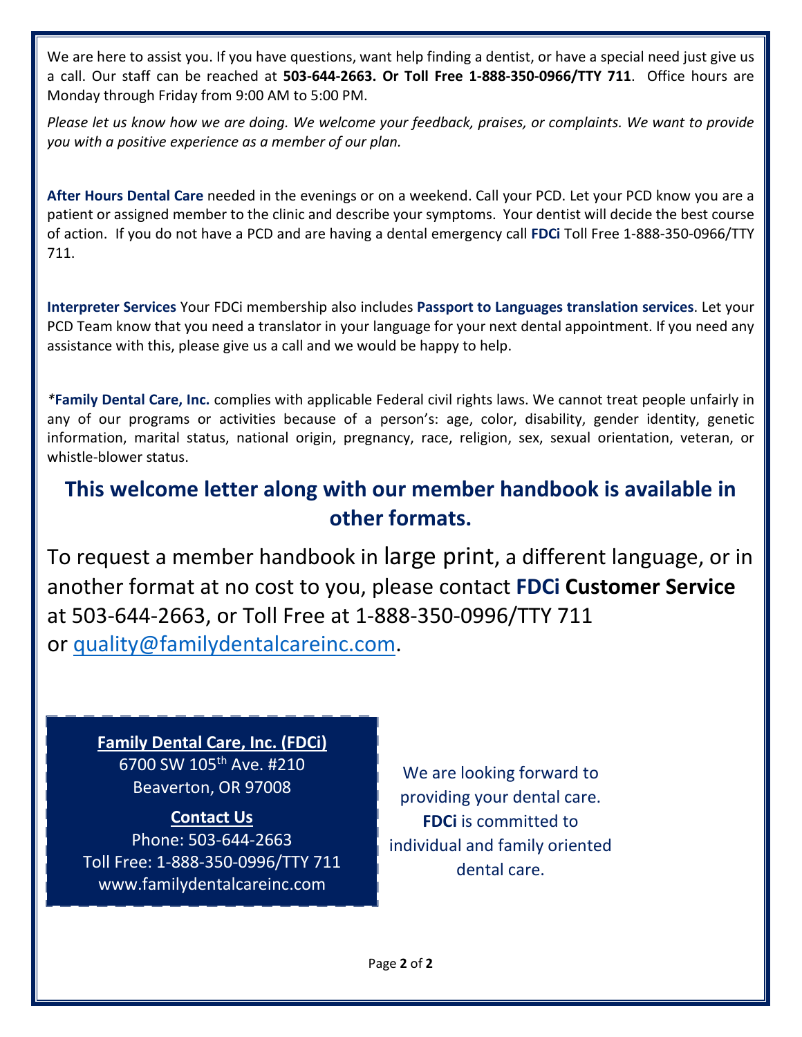We are here to assist you. If you have questions, want help finding a dentist, or have a special need just give us a call. Our staff can be reached at **503-644-2663. Or Toll Free 1-888-350-0966/TTY 711**. Office hours are Monday through Friday from 9:00 AM to 5:00 PM.

*Please let us know how we are doing. We welcome your feedback, praises, or complaints. We want to provide you with a positive experience as a member of our plan.*

**After Hours Dental Care** needed in the evenings or on a weekend. Call your PCD. Let your PCD know you are a patient or assigned member to the clinic and describe your symptoms. Your dentist will decide the best course of action. If you do not have a PCD and are having a dental emergency call **FDCi** Toll Free 1-888-350-0966/TTY 711.

**Interpreter Services** Your FDCi membership also includes **Passport to Languages translation services**. Let your PCD Team know that you need a translator in your language for your next dental appointment. If you need any assistance with this, please give us a call and we would be happy to help.

*__Family Dental Care, Inc.__ complies with applicable Federal civil rights laws. We cannot treat people unfairly in any of our programs or activities because of a person's: age, color, disability, gender identity, genetic information, marital status, national origin, pregnancy, race, religion, sex, sexual orientation, veteran, or whistle-blower status.

## This welcome letter along with our member handbook is available in other formats.

To request a member handbook in large print, a different language, or in another format at no cost to you, please contact **FDCi Customer Service** at 503-644-2663, or Toll Free at 1-888-350-0996/TTY 711 or quality@familydentalcareinc.com.

**Family Dental Care, Inc. (FDCi)**
6700 SW 105th Ave. #210
Beaverton, OR 97008

**Contact Us**
Phone: 503-644-2663
Toll Free: 1-888-350-0996/TTY 711
www.familydentalcareinc.com

We are looking forward to providing your dental care. **FDCi** is committed to individual and family oriented dental care.